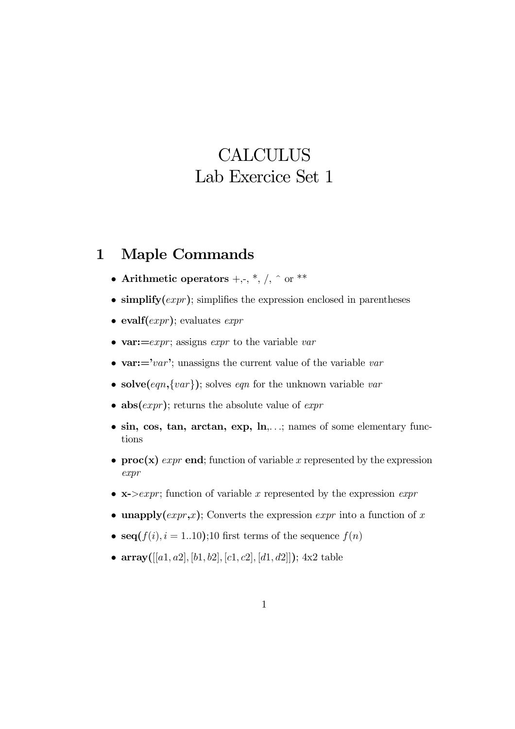# CALCULUS
# Lab Exercice Set 1

## 1 Maple Commands

- **Arithmetic operators** +,-, *, /, ^ or **
- **simplify(***expr***)**; simplifies the expression enclosed in parentheses
- **evalf(***expr***)**; evaluates *expr*
- **var:=***expr*; assigns *expr* to the variable *var*
- **var:='***var***'**; unassigns the current value of the variable *var*
- **solve(***eqn***,{***var***})**; solves *eqn* for the unknown variable *var*
- **abs(***expr***)**; returns the absolute value of *expr*
- **sin, cos, tan, arctan, exp, ln**,...; names of some elementary functions
- **proc(x)** *expr* **end**; function of variable $x$ represented by the expression *expr*
- **x->***expr*; function of variable $x$ represented by the expression *expr*
- **unapply(***expr***,***x***)**; Converts the expression *expr* into a function of $x$
- **seq(**$f(i), i = 1..10$**)**;10 first terms of the sequence $f(n)$
- **array(**$[[a1, a2], [b1, b2], [c1, c2], [d1, d2]]$**)**; 4x2 table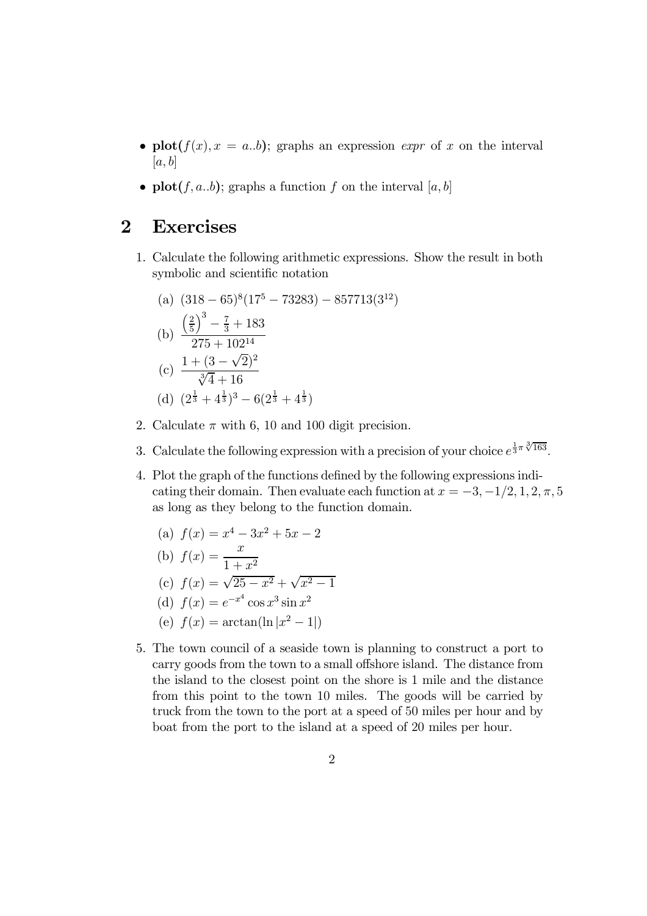- **plot(**$f(x), x = a..b$**)**; graphs an expression *expr* of $x$ on the interval $[a, b]$
- **plot(**$f, a..b$**)**; graphs a function $f$ on the interval $[a, b]$

## 2 Exercises

1. Calculate the following arithmetic expressions. Show the result in both symbolic and scientific notation

   (a) $(318 - 65)^8(17^5 - 73283) - 857713(3^{12})$

   (b) $\dfrac{\left(\frac{2}{5}\right)^3 - \frac{7}{3} + 183}{275 + 102^{14}}$

   (c) $\dfrac{1 + (3 - \sqrt{2})^2}{\sqrt[3]{4} + 16}$

   (d) $(2^{\frac{1}{3}} + 4^{\frac{1}{3}})^3 - 6(2^{\frac{1}{3}} + 4^{\frac{1}{3}})$

2. Calculate $\pi$ with 6, 10 and 100 digit precision.

3. Calculate the following expression with a precision of your choice $e^{\frac{1}{3}\pi\sqrt[3]{163}}$.

4. Plot the graph of the functions defined by the following expressions indicating their domain. Then evaluate each function at $x = -3, -1/2, 1, 2, \pi, 5$ as long as they belong to the function domain.

   (a) $f(x) = x^4 - 3x^2 + 5x - 2$

   (b) $f(x) = \dfrac{x}{1 + x^2}$

   (c) $f(x) = \sqrt{25 - x^2} + \sqrt{x^2 - 1}$

   (d) $f(x) = e^{-x^4}\cos x^3 \sin x^2$

   (e) $f(x) = \arctan(\ln|x^2 - 1|)$

5. The town council of a seaside town is planning to construct a port to carry goods from the town to a small offshore island. The distance from the island to the closest point on the shore is 1 mile and the distance from this point to the town 10 miles. The goods will be carried by truck from the town to the port at a speed of 50 miles per hour and by boat from the port to the island at a speed of 20 miles per hour.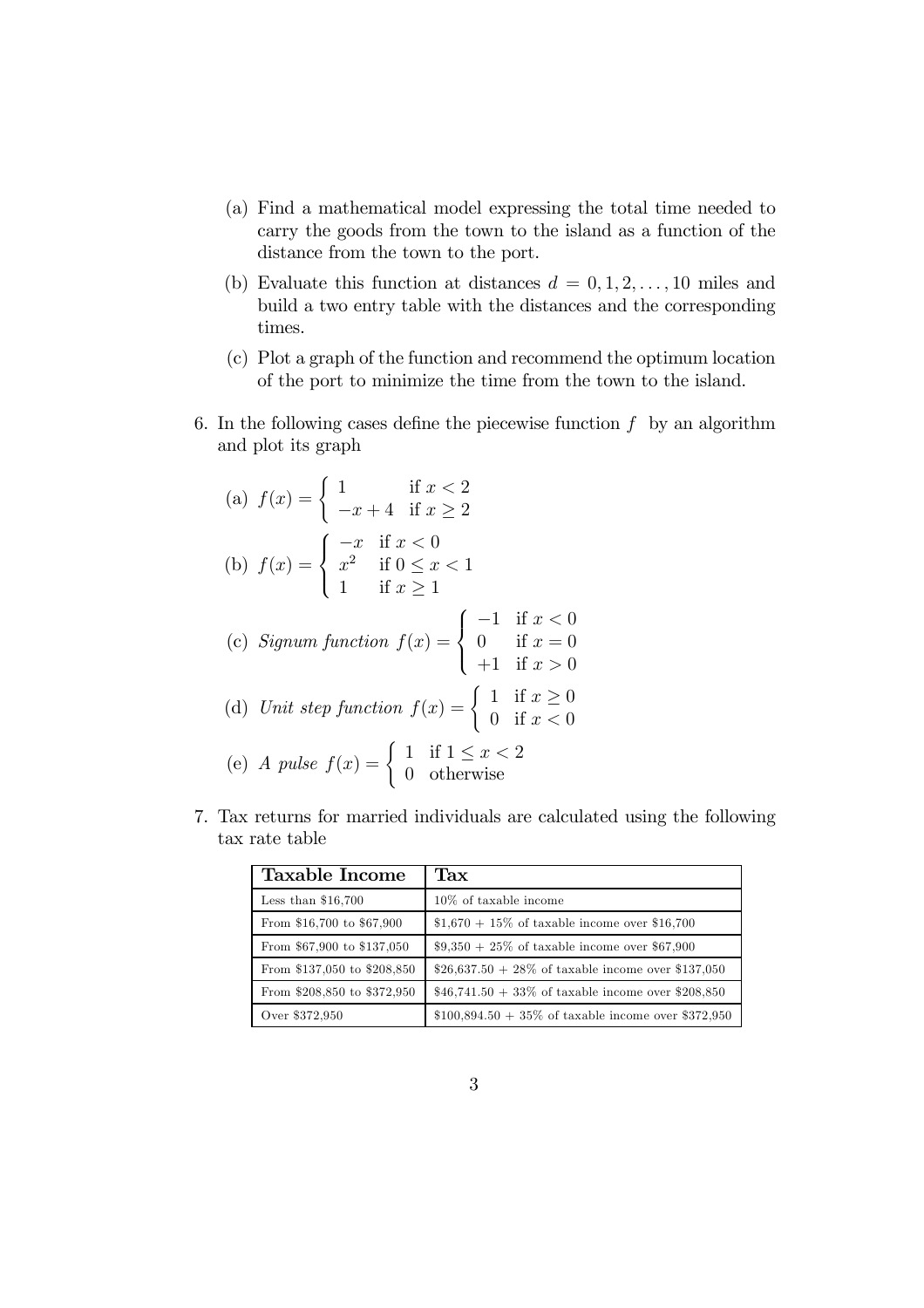(a) Find a mathematical model expressing the total time needed to carry the goods from the town to the island as a function of the distance from the town to the port.

(b) Evaluate this function at distances $d = 0, 1, 2, \ldots, 10$ miles and build a two entry table with the distances and the corresponding times.

(c) Plot a graph of the function and recommend the optimum location of the port to minimize the time from the town to the island.

6. In the following cases define the piecewise function $f$ by an algorithm and plot its graph

(a) $f(x) = \begin{cases} 1 & \text{if } x < 2 \\ -x + 4 & \text{if } x \geq 2 \end{cases}$

(b) $f(x) = \begin{cases} -x & \text{if } x < 0 \\ x^2 & \text{if } 0 \leq x < 1 \\ 1 & \text{if } x \geq 1 \end{cases}$

(c) *Signum function* $f(x) = \begin{cases} -1 & \text{if } x < 0 \\ 0 & \text{if } x = 0 \\ +1 & \text{if } x > 0 \end{cases}$

(d) *Unit step function* $f(x) = \begin{cases} 1 & \text{if } x \geq 0 \\ 0 & \text{if } x < 0 \end{cases}$

(e) *A pulse* $f(x) = \begin{cases} 1 & \text{if } 1 \leq x < 2 \\ 0 & \text{otherwise} \end{cases}$

7. Tax returns for married individuals are calculated using the following tax rate table

| **Taxable Income** | **Tax** |
|---|---|
| Less than \$16,700 | 10% of taxable income |
| From \$16,700 to \$67,900 | \$1,670 + 15% of taxable income over \$16,700 |
| From \$67,900 to \$137,050 | \$9,350 + 25% of taxable income over \$67,900 |
| From \$137,050 to \$208,850 | \$26,637.50 + 28% of taxable income over \$137,050 |
| From \$208,850 to \$372,950 | \$46,741.50 + 33% of taxable income over \$208,850 |
| Over \$372,950 | \$100,894.50 + 35% of taxable income over \$372,950 |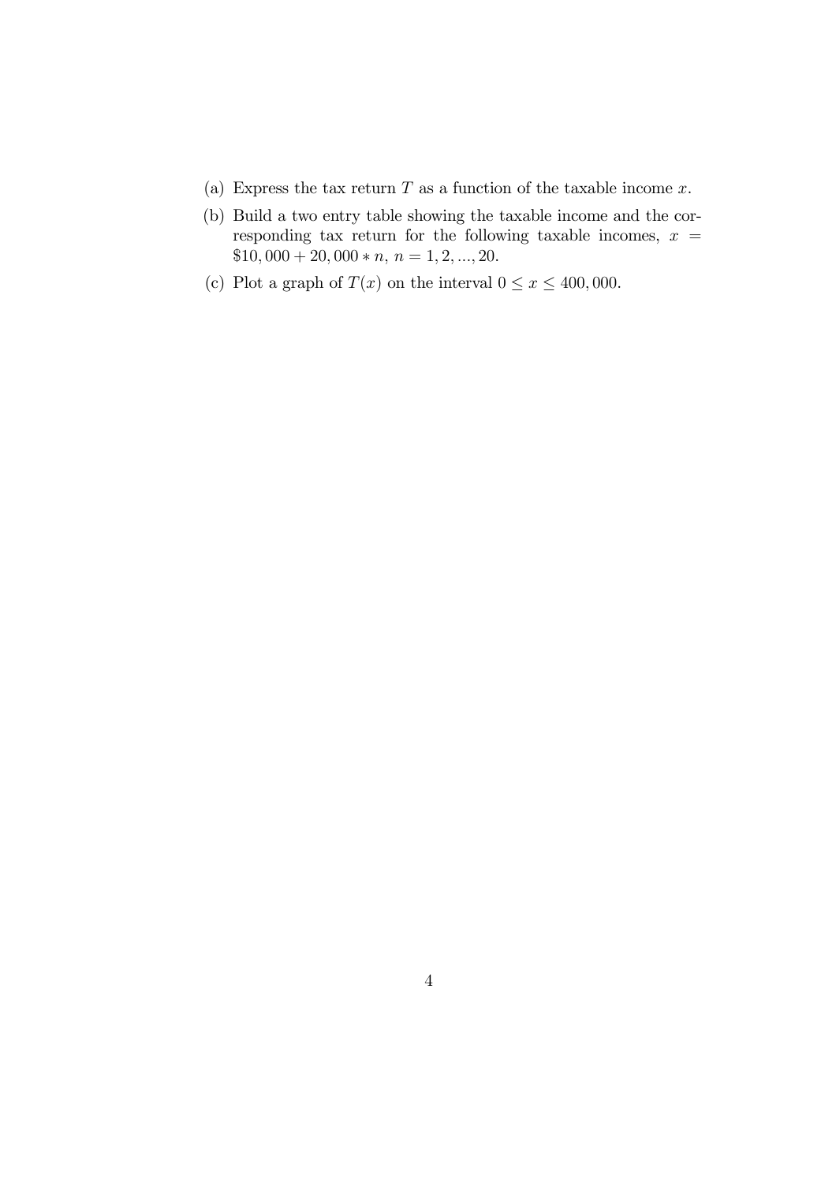(a) Express the tax return $T$ as a function of the taxable income $x$.

(b) Build a two entry table showing the taxable income and the corresponding tax return for the following taxable incomes, $x = \$10,000 + 20,000 * n$, $n = 1, 2, ..., 20$.

(c) Plot a graph of $T(x)$ on the interval $0 \leq x \leq 400,000$.